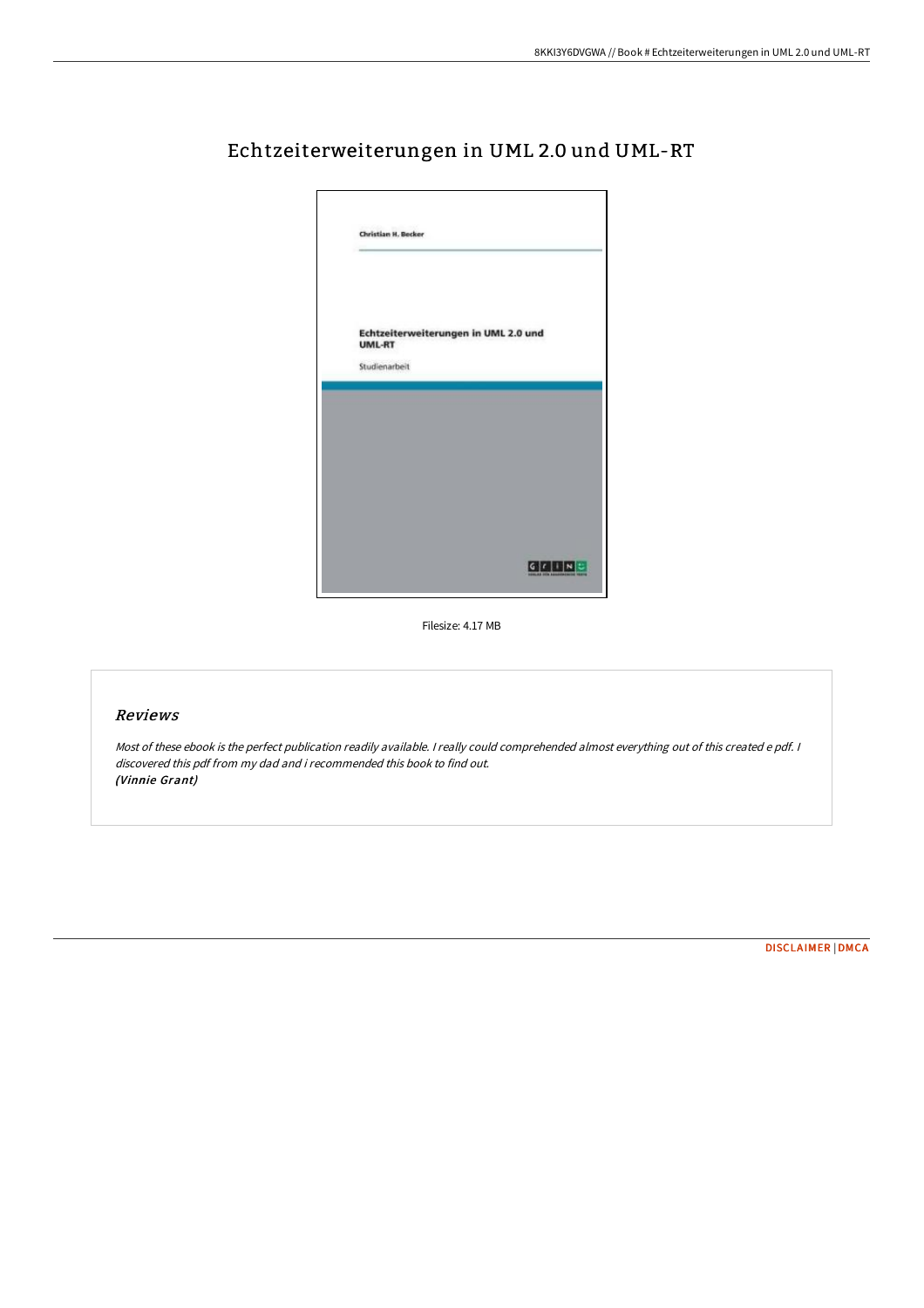# Echtzeiterweiterungen in UML 2.0 und UML-RT

Christian H. Becker

Echtzeiterweiterungen in UML 2.0 und UML-RT

Studienarbeit

Filesize: 4.17 MB

## *Reviews*

*Most of these ebook is the perfect publication readily available. I really could comprehended almost everything out of this created e pdf. I discovered this pdf from my dad and i recommended this book to find out.*
***(Vinnie Grant)***

DISCLAIMER | DMCA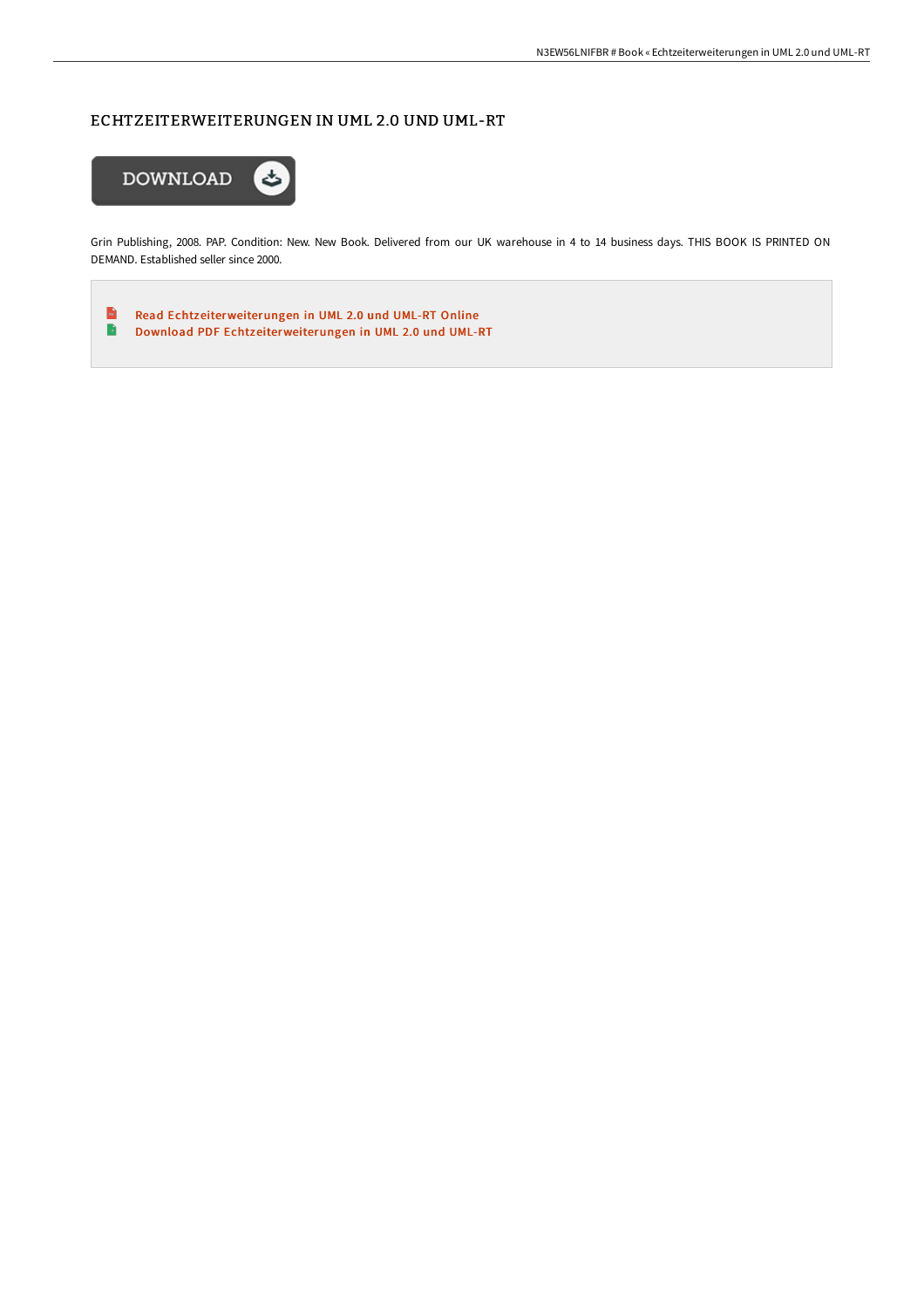## ECHTZEITERWEITERUNGEN IN UML 2.0 UND UML-RT

DOWNLOAD

Grin Publishing, 2008. PAP. Condition: New. New Book. Delivered from our UK warehouse in 4 to 14 business days. THIS BOOK IS PRINTED ON DEMAND. Established seller since 2000.

- Read Echtzeiterweiterungen in UML 2.0 und UML-RT Online
- Download PDF Echtzeiterweiterungen in UML 2.0 und UML-RT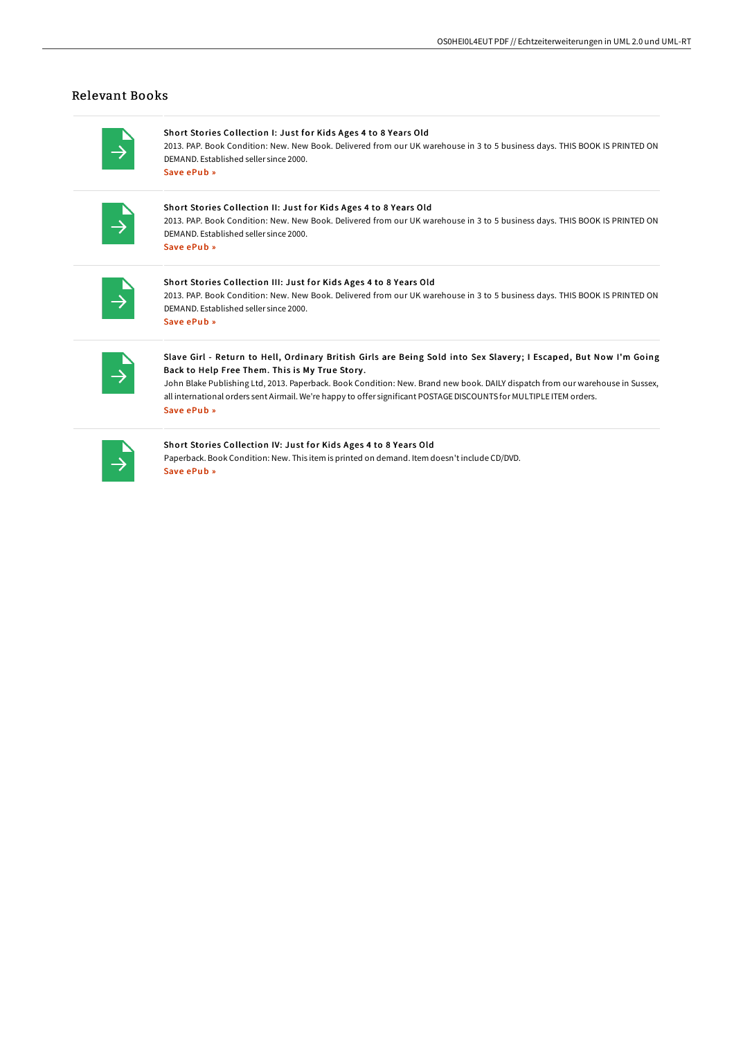## Relevant Books

**Short Stories Collection I: Just for Kids Ages 4 to 8 Years Old**

2013. PAP. Book Condition: New. New Book. Delivered from our UK warehouse in 3 to 5 business days. THIS BOOK IS PRINTED ON DEMAND. Established seller since 2000.

Save ePub »

**Short Stories Collection II: Just for Kids Ages 4 to 8 Years Old**

2013. PAP. Book Condition: New. New Book. Delivered from our UK warehouse in 3 to 5 business days. THIS BOOK IS PRINTED ON DEMAND. Established seller since 2000.

Save ePub »

**Short Stories Collection III: Just for Kids Ages 4 to 8 Years Old**

2013. PAP. Book Condition: New. New Book. Delivered from our UK warehouse in 3 to 5 business days. THIS BOOK IS PRINTED ON DEMAND. Established seller since 2000.

Save ePub »

**Slave Girl - Return to Hell, Ordinary British Girls are Being Sold into Sex Slavery; I Escaped, But Now I'm Going Back to Help Free Them. This is My True Story.**

John Blake Publishing Ltd, 2013. Paperback. Book Condition: New. Brand new book. DAILY dispatch from our warehouse in Sussex, all international orders sent Airmail. We're happy to offer significant POSTAGE DISCOUNTS for MULTIPLE ITEM orders.

Save ePub »

**Short Stories Collection IV: Just for Kids Ages 4 to 8 Years Old**

Paperback. Book Condition: New. This item is printed on demand. Item doesn't include CD/DVD.

Save ePub »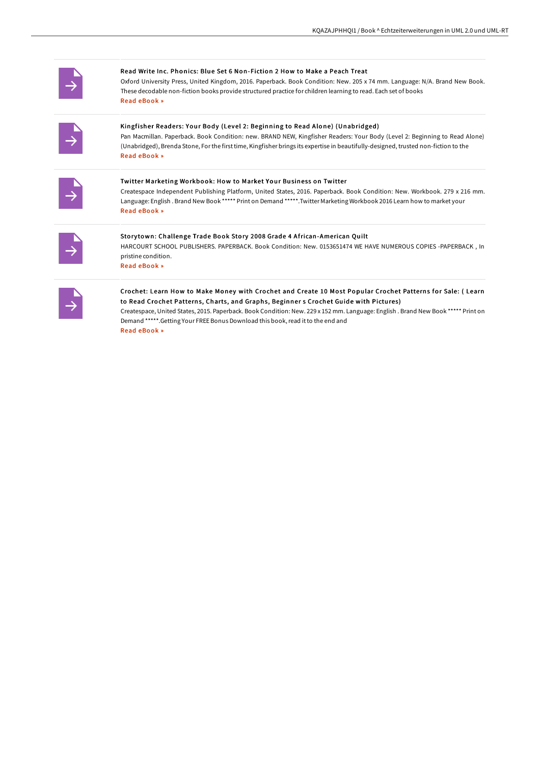### Read Write Inc. Phonics: Blue Set 6 Non-Fiction 2 How to Make a Peach Treat

Oxford University Press, United Kingdom, 2016. Paperback. Book Condition: New. 205 x 74 mm. Language: N/A. Brand New Book. These decodable non-fiction books provide structured practice for children learning to read. Each set of books

Read eBook »

### Kingfisher Readers: Your Body (Level 2: Beginning to Read Alone) (Unabridged)

Pan Macmillan. Paperback. Book Condition: new. BRAND NEW, Kingfisher Readers: Your Body (Level 2: Beginning to Read Alone) (Unabridged), Brenda Stone, For the first time, Kingfisher brings its expertise in beautifully-designed, trusted non-fiction to the

Read eBook »

### Twitter Marketing Workbook: How to Market Your Business on Twitter

Createspace Independent Publishing Platform, United States, 2016. Paperback. Book Condition: New. Workbook. 279 x 216 mm. Language: English . Brand New Book ***** Print on Demand *****.Twitter Marketing Workbook 2016 Learn how to market your

Read eBook »

### Storytown: Challenge Trade Book Story 2008 Grade 4 African-American Quilt

HARCOURT SCHOOL PUBLISHERS. PAPERBACK. Book Condition: New. 0153651474 WE HAVE NUMEROUS COPIES -PAPERBACK , In pristine condition.

Read eBook »

### Crochet: Learn How to Make Money with Crochet and Create 10 Most Popular Crochet Patterns for Sale: ( Learn to Read Crochet Patterns, Charts, and Graphs, Beginner s Crochet Guide with Pictures)

Createspace, United States, 2015. Paperback. Book Condition: New. 229 x 152 mm. Language: English . Brand New Book ***** Print on Demand *****.Getting Your FREE Bonus Download this book, read it to the end and

Read eBook »